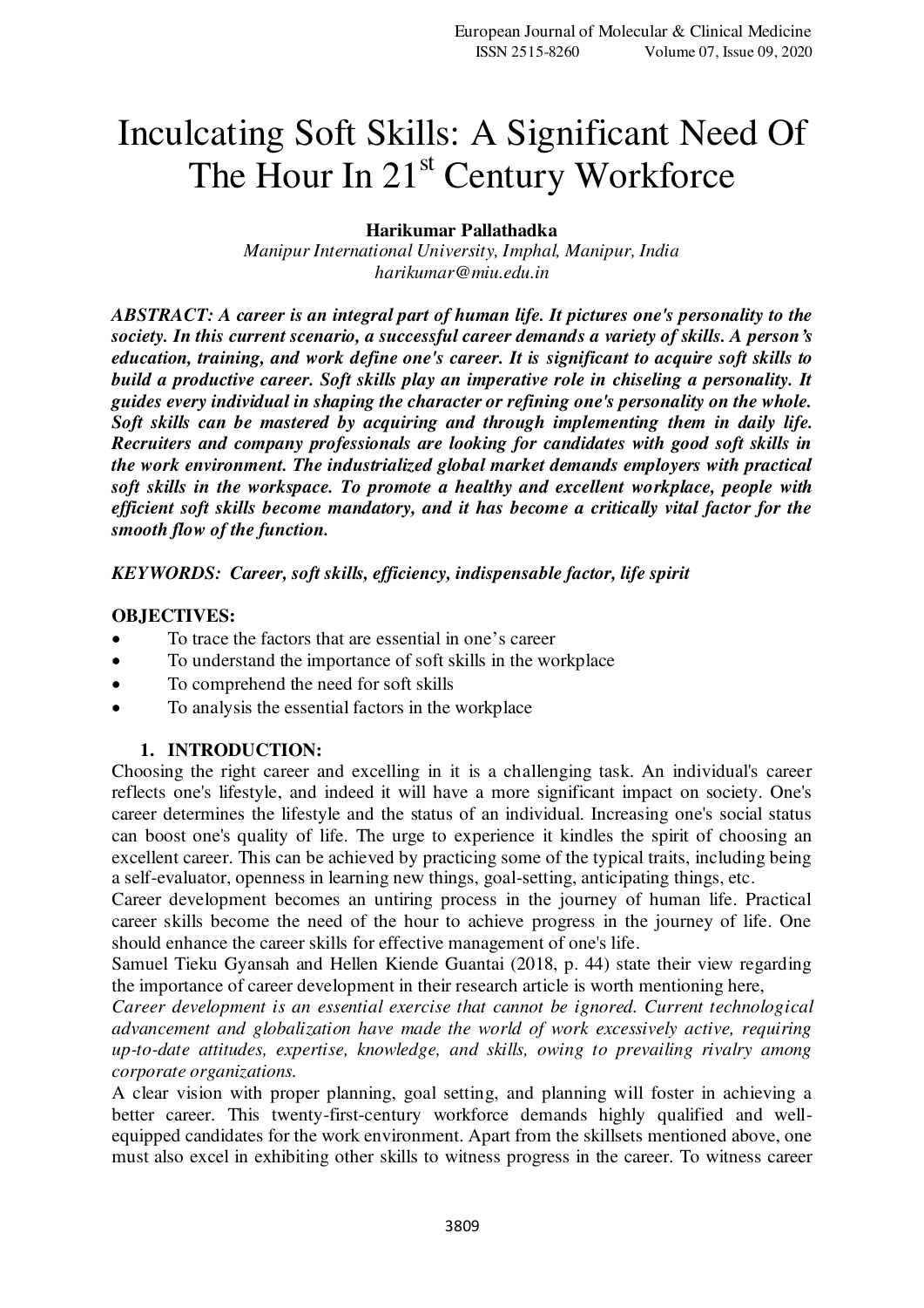# Inculcating Soft Skills: A Significant Need Of The Hour In 21st Century Workforce

**Harikumar Pallathadka**
*Manipur International University, Imphal, Manipur, India*
*harikumar@miu.edu.in*

***ABSTRACT: A career is an integral part of human life. It pictures one's personality to the society. In this current scenario, a successful career demands a variety of skills. A person's education, training, and work define one's career. It is significant to acquire soft skills to build a productive career. Soft skills play an imperative role in chiseling a personality. It guides every individual in shaping the character or refining one's personality on the whole. Soft skills can be mastered by acquiring and through implementing them in daily life. Recruiters and company professionals are looking for candidates with good soft skills in the work environment. The industrialized global market demands employers with practical soft skills in the workspace. To promote a healthy and excellent workplace, people with efficient soft skills become mandatory, and it has become a critically vital factor for the smooth flow of the function.***

***KEYWORDS: Career, soft skills, efficiency, indispensable factor, life spirit***

**OBJECTIVES:**

- To trace the factors that are essential in one's career
- To understand the importance of soft skills in the workplace
- To comprehend the need for soft skills
- To analysis the essential factors in the workplace

## 1. INTRODUCTION:

Choosing the right career and excelling in it is a challenging task. An individual's career reflects one's lifestyle, and indeed it will have a more significant impact on society. One's career determines the lifestyle and the status of an individual. Increasing one's social status can boost one's quality of life. The urge to experience it kindles the spirit of choosing an excellent career. This can be achieved by practicing some of the typical traits, including being a self-evaluator, openness in learning new things, goal-setting, anticipating things, etc.

Career development becomes an untiring process in the journey of human life. Practical career skills become the need of the hour to achieve progress in the journey of life. One should enhance the career skills for effective management of one's life.

Samuel Tieku Gyansah and Hellen Kiende Guantai (2018, p. 44) state their view regarding the importance of career development in their research article is worth mentioning here,

*Career development is an essential exercise that cannot be ignored. Current technological advancement and globalization have made the world of work excessively active, requiring up-to-date attitudes, expertise, knowledge, and skills, owing to prevailing rivalry among corporate organizations.*

A clear vision with proper planning, goal setting, and planning will foster in achieving a better career. This twenty-first-century workforce demands highly qualified and well-equipped candidates for the work environment. Apart from the skillsets mentioned above, one must also excel in exhibiting other skills to witness progress in the career. To witness career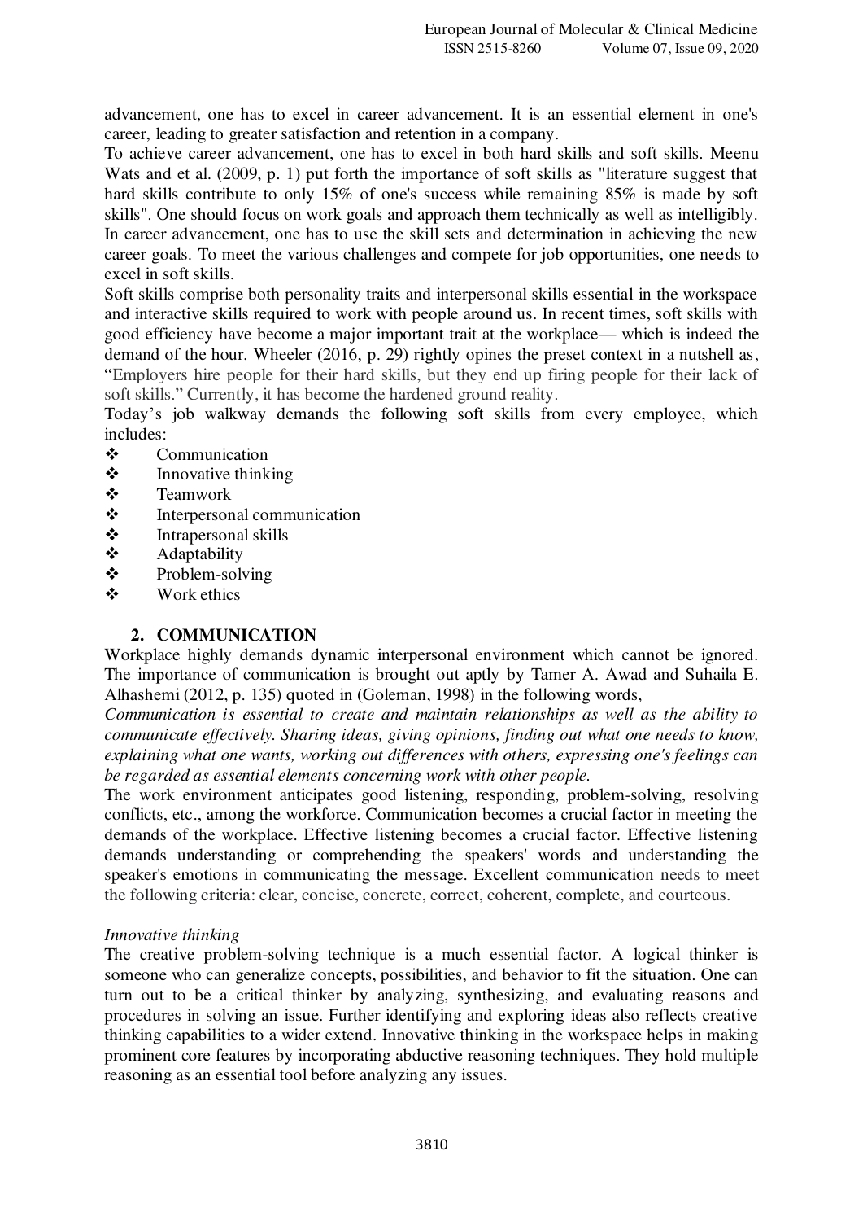advancement, one has to excel in career advancement. It is an essential element in one's career, leading to greater satisfaction and retention in a company.

To achieve career advancement, one has to excel in both hard skills and soft skills. Meenu Wats and et al. (2009, p. 1) put forth the importance of soft skills as "literature suggest that hard skills contribute to only 15% of one's success while remaining 85% is made by soft skills". One should focus on work goals and approach them technically as well as intelligibly. In career advancement, one has to use the skill sets and determination in achieving the new career goals. To meet the various challenges and compete for job opportunities, one needs to excel in soft skills.

Soft skills comprise both personality traits and interpersonal skills essential in the workspace and interactive skills required to work with people around us. In recent times, soft skills with good efficiency have become a major important trait at the workplace— which is indeed the demand of the hour. Wheeler (2016, p. 29) rightly opines the preset context in a nutshell as, "Employers hire people for their hard skills, but they end up firing people for their lack of soft skills." Currently, it has become the hardened ground reality.

Today's job walkway demands the following soft skills from every employee, which includes:

- Communication
- Innovative thinking
- Teamwork
- Interpersonal communication
- Intrapersonal skills
- Adaptability
- Problem-solving
- Work ethics

## 2. COMMUNICATION

Workplace highly demands dynamic interpersonal environment which cannot be ignored. The importance of communication is brought out aptly by Tamer A. Awad and Suhaila E. Alhashemi (2012, p. 135) quoted in (Goleman, 1998) in the following words,

*Communication is essential to create and maintain relationships as well as the ability to communicate effectively. Sharing ideas, giving opinions, finding out what one needs to know, explaining what one wants, working out differences with others, expressing one's feelings can be regarded as essential elements concerning work with other people.*

The work environment anticipates good listening, responding, problem-solving, resolving conflicts, etc., among the workforce. Communication becomes a crucial factor in meeting the demands of the workplace. Effective listening becomes a crucial factor. Effective listening demands understanding or comprehending the speakers' words and understanding the speaker's emotions in communicating the message. Excellent communication needs to meet the following criteria: clear, concise, concrete, correct, coherent, complete, and courteous.

*Innovative thinking*

The creative problem-solving technique is a much essential factor. A logical thinker is someone who can generalize concepts, possibilities, and behavior to fit the situation. One can turn out to be a critical thinker by analyzing, synthesizing, and evaluating reasons and procedures in solving an issue. Further identifying and exploring ideas also reflects creative thinking capabilities to a wider extend. Innovative thinking in the workspace helps in making prominent core features by incorporating abductive reasoning techniques. They hold multiple reasoning as an essential tool before analyzing any issues.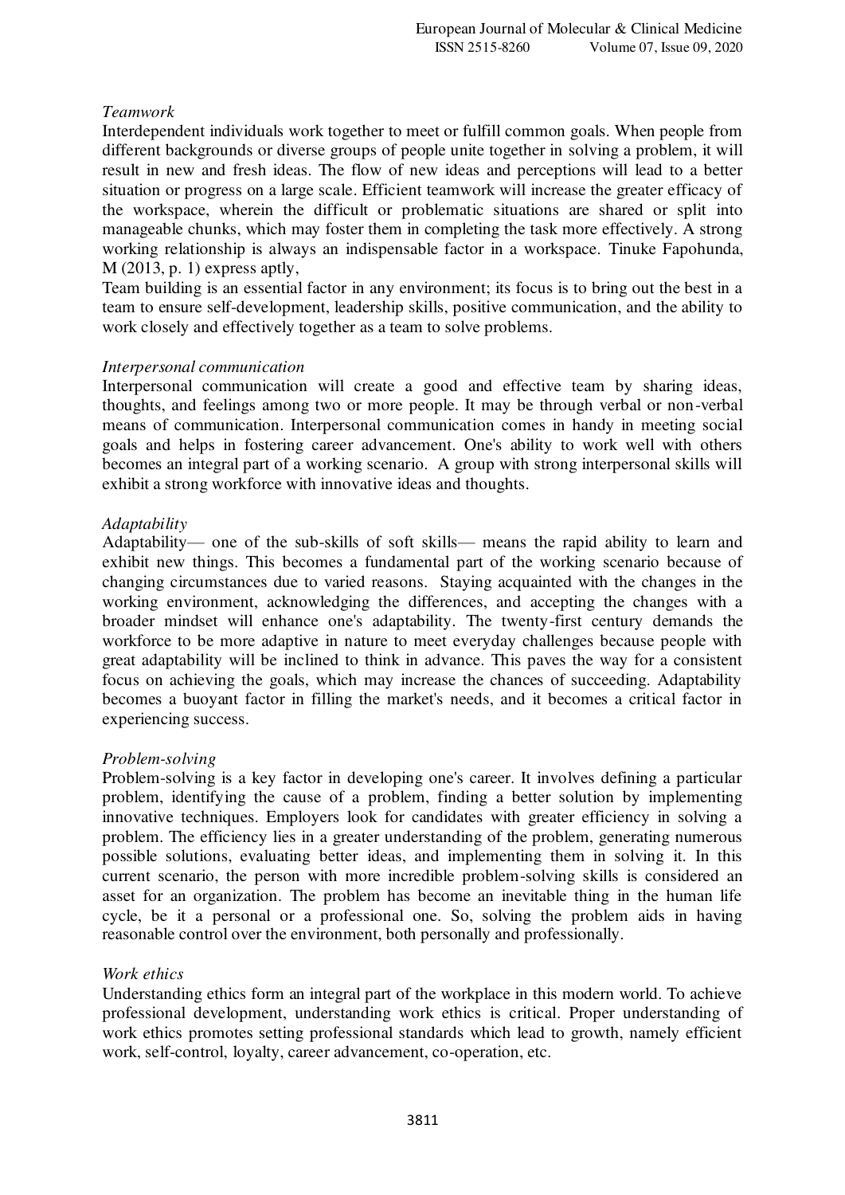*Teamwork*

Interdependent individuals work together to meet or fulfill common goals. When people from different backgrounds or diverse groups of people unite together in solving a problem, it will result in new and fresh ideas. The flow of new ideas and perceptions will lead to a better situation or progress on a large scale. Efficient teamwork will increase the greater efficacy of the workspace, wherein the difficult or problematic situations are shared or split into manageable chunks, which may foster them in completing the task more effectively. A strong working relationship is always an indispensable factor in a workspace. Tinuke Fapohunda, M (2013, p. 1) express aptly,

Team building is an essential factor in any environment; its focus is to bring out the best in a team to ensure self-development, leadership skills, positive communication, and the ability to work closely and effectively together as a team to solve problems.

*Interpersonal communication*

Interpersonal communication will create a good and effective team by sharing ideas, thoughts, and feelings among two or more people. It may be through verbal or non-verbal means of communication. Interpersonal communication comes in handy in meeting social goals and helps in fostering career advancement. One's ability to work well with others becomes an integral part of a working scenario. A group with strong interpersonal skills will exhibit a strong workforce with innovative ideas and thoughts.

*Adaptability*

Adaptability— one of the sub-skills of soft skills— means the rapid ability to learn and exhibit new things. This becomes a fundamental part of the working scenario because of changing circumstances due to varied reasons. Staying acquainted with the changes in the working environment, acknowledging the differences, and accepting the changes with a broader mindset will enhance one's adaptability. The twenty-first century demands the workforce to be more adaptive in nature to meet everyday challenges because people with great adaptability will be inclined to think in advance. This paves the way for a consistent focus on achieving the goals, which may increase the chances of succeeding. Adaptability becomes a buoyant factor in filling the market's needs, and it becomes a critical factor in experiencing success.

*Problem-solving*

Problem-solving is a key factor in developing one's career. It involves defining a particular problem, identifying the cause of a problem, finding a better solution by implementing innovative techniques. Employers look for candidates with greater efficiency in solving a problem. The efficiency lies in a greater understanding of the problem, generating numerous possible solutions, evaluating better ideas, and implementing them in solving it. In this current scenario, the person with more incredible problem-solving skills is considered an asset for an organization. The problem has become an inevitable thing in the human life cycle, be it a personal or a professional one. So, solving the problem aids in having reasonable control over the environment, both personally and professionally.

*Work ethics*

Understanding ethics form an integral part of the workplace in this modern world. To achieve professional development, understanding work ethics is critical. Proper understanding of work ethics promotes setting professional standards which lead to growth, namely efficient work, self-control, loyalty, career advancement, co-operation, etc.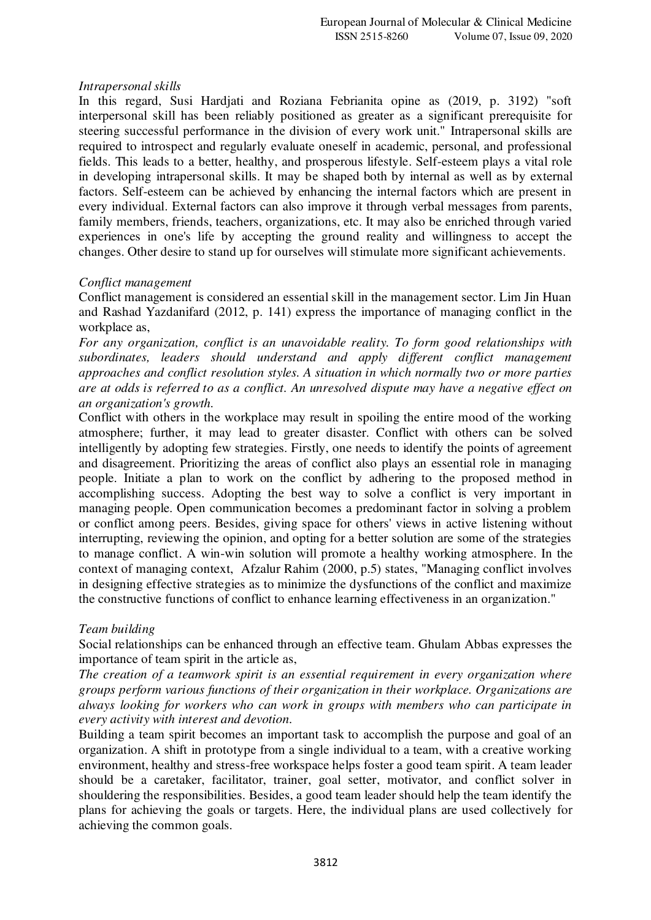*Intrapersonal skills*

In this regard, Susi Hardjati and Roziana Febrianita opine as (2019, p. 3192) "soft interpersonal skill has been reliably positioned as greater as a significant prerequisite for steering successful performance in the division of every work unit." Intrapersonal skills are required to introspect and regularly evaluate oneself in academic, personal, and professional fields. This leads to a better, healthy, and prosperous lifestyle. Self-esteem plays a vital role in developing intrapersonal skills. It may be shaped both by internal as well as by external factors. Self-esteem can be achieved by enhancing the internal factors which are present in every individual. External factors can also improve it through verbal messages from parents, family members, friends, teachers, organizations, etc. It may also be enriched through varied experiences in one's life by accepting the ground reality and willingness to accept the changes. Other desire to stand up for ourselves will stimulate more significant achievements.

*Conflict management*

Conflict management is considered an essential skill in the management sector. Lim Jin Huan and Rashad Yazdanifard (2012, p. 141) express the importance of managing conflict in the workplace as,

*For any organization, conflict is an unavoidable reality. To form good relationships with subordinates, leaders should understand and apply different conflict management approaches and conflict resolution styles. A situation in which normally two or more parties are at odds is referred to as a conflict. An unresolved dispute may have a negative effect on an organization's growth.*

Conflict with others in the workplace may result in spoiling the entire mood of the working atmosphere; further, it may lead to greater disaster. Conflict with others can be solved intelligently by adopting few strategies. Firstly, one needs to identify the points of agreement and disagreement. Prioritizing the areas of conflict also plays an essential role in managing people. Initiate a plan to work on the conflict by adhering to the proposed method in accomplishing success. Adopting the best way to solve a conflict is very important in managing people. Open communication becomes a predominant factor in solving a problem or conflict among peers. Besides, giving space for others' views in active listening without interrupting, reviewing the opinion, and opting for a better solution are some of the strategies to manage conflict. A win-win solution will promote a healthy working atmosphere. In the context of managing context, Afzalur Rahim (2000, p.5) states, "Managing conflict involves in designing effective strategies as to minimize the dysfunctions of the conflict and maximize the constructive functions of conflict to enhance learning effectiveness in an organization."

*Team building*

Social relationships can be enhanced through an effective team. Ghulam Abbas expresses the importance of team spirit in the article as,

*The creation of a teamwork spirit is an essential requirement in every organization where groups perform various functions of their organization in their workplace. Organizations are always looking for workers who can work in groups with members who can participate in every activity with interest and devotion.*

Building a team spirit becomes an important task to accomplish the purpose and goal of an organization. A shift in prototype from a single individual to a team, with a creative working environment, healthy and stress-free workspace helps foster a good team spirit. A team leader should be a caretaker, facilitator, trainer, goal setter, motivator, and conflict solver in shouldering the responsibilities. Besides, a good team leader should help the team identify the plans for achieving the goals or targets. Here, the individual plans are used collectively for achieving the common goals.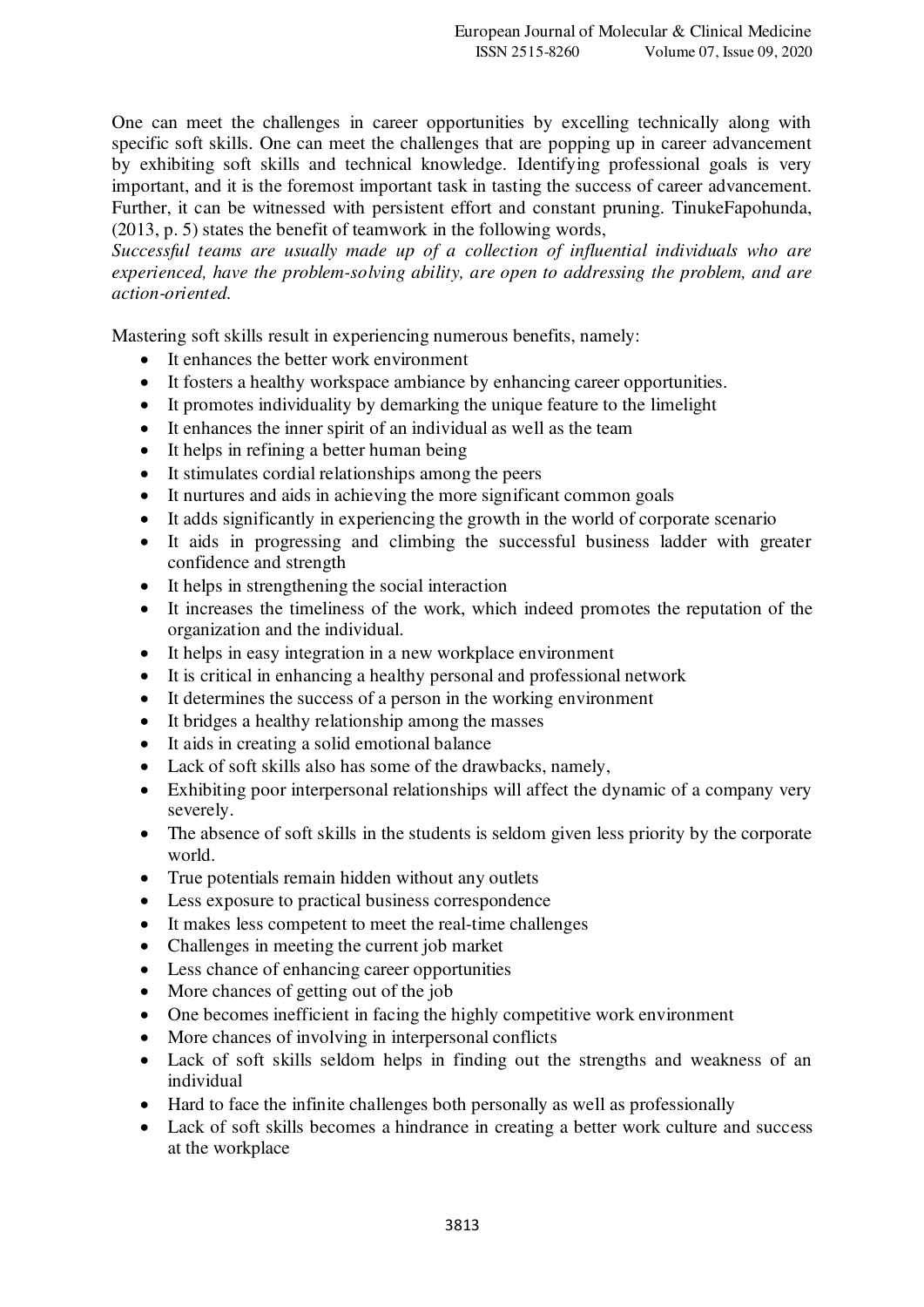One can meet the challenges in career opportunities by excelling technically along with specific soft skills. One can meet the challenges that are popping up in career advancement by exhibiting soft skills and technical knowledge. Identifying professional goals is very important, and it is the foremost important task in tasting the success of career advancement. Further, it can be witnessed with persistent effort and constant pruning. TinukeFapohunda, (2013, p. 5) states the benefit of teamwork in the following words,

*Successful teams are usually made up of a collection of influential individuals who are experienced, have the problem-solving ability, are open to addressing the problem, and are action-oriented.*

Mastering soft skills result in experiencing numerous benefits, namely:

- It enhances the better work environment
- It fosters a healthy workspace ambiance by enhancing career opportunities.
- It promotes individuality by demarking the unique feature to the limelight
- It enhances the inner spirit of an individual as well as the team
- It helps in refining a better human being
- It stimulates cordial relationships among the peers
- It nurtures and aids in achieving the more significant common goals
- It adds significantly in experiencing the growth in the world of corporate scenario
- It aids in progressing and climbing the successful business ladder with greater confidence and strength
- It helps in strengthening the social interaction
- It increases the timeliness of the work, which indeed promotes the reputation of the organization and the individual.
- It helps in easy integration in a new workplace environment
- It is critical in enhancing a healthy personal and professional network
- It determines the success of a person in the working environment
- It bridges a healthy relationship among the masses
- It aids in creating a solid emotional balance
- Lack of soft skills also has some of the drawbacks, namely,
- Exhibiting poor interpersonal relationships will affect the dynamic of a company very severely.
- The absence of soft skills in the students is seldom given less priority by the corporate world.
- True potentials remain hidden without any outlets
- Less exposure to practical business correspondence
- It makes less competent to meet the real-time challenges
- Challenges in meeting the current job market
- Less chance of enhancing career opportunities
- More chances of getting out of the job
- One becomes inefficient in facing the highly competitive work environment
- More chances of involving in interpersonal conflicts
- Lack of soft skills seldom helps in finding out the strengths and weakness of an individual
- Hard to face the infinite challenges both personally as well as professionally
- Lack of soft skills becomes a hindrance in creating a better work culture and success at the workplace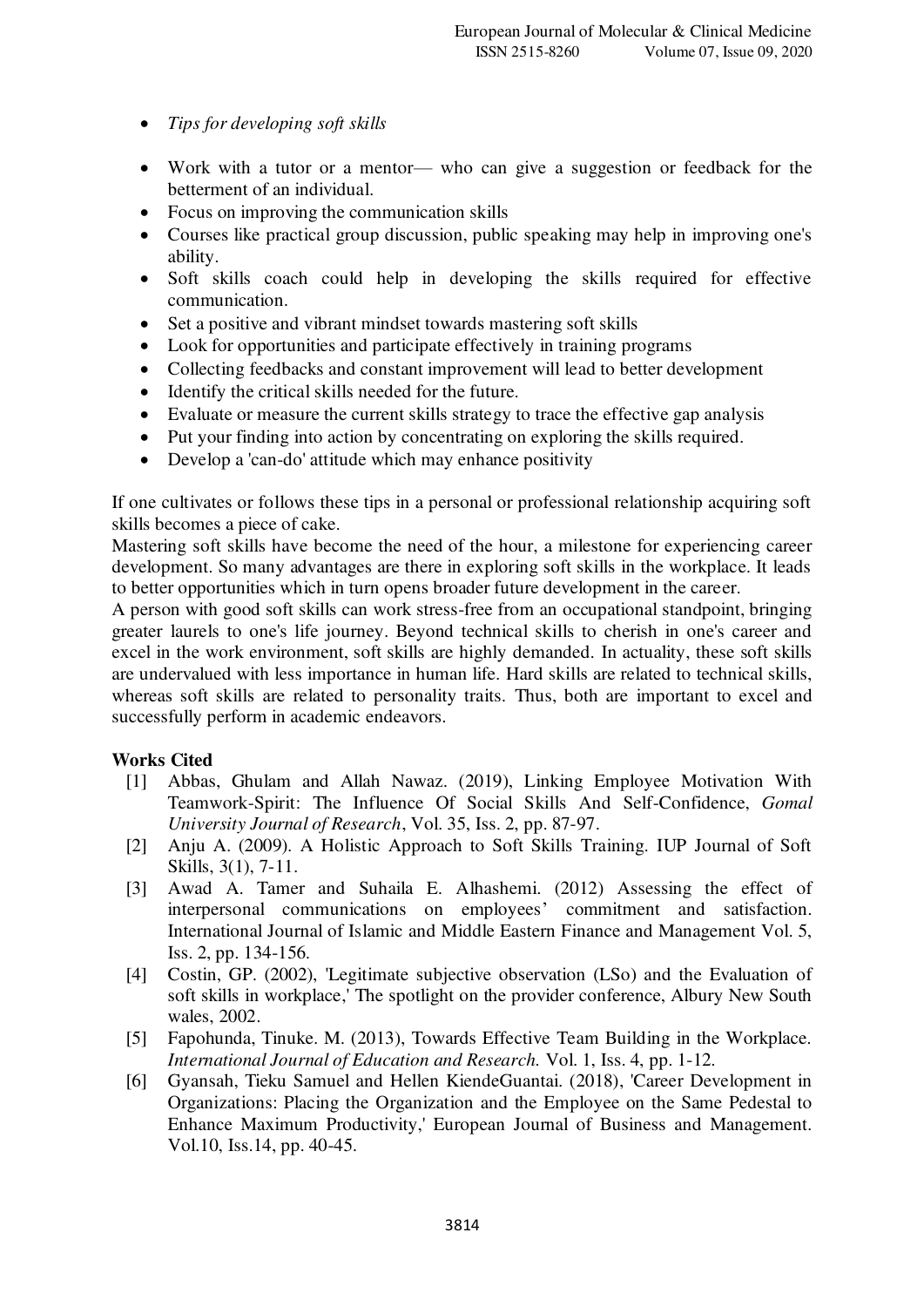- *Tips for developing soft skills*

- Work with a tutor or a mentor— who can give a suggestion or feedback for the betterment of an individual.
- Focus on improving the communication skills
- Courses like practical group discussion, public speaking may help in improving one's ability.
- Soft skills coach could help in developing the skills required for effective communication.
- Set a positive and vibrant mindset towards mastering soft skills
- Look for opportunities and participate effectively in training programs
- Collecting feedbacks and constant improvement will lead to better development
- Identify the critical skills needed for the future.
- Evaluate or measure the current skills strategy to trace the effective gap analysis
- Put your finding into action by concentrating on exploring the skills required.
- Develop a 'can-do' attitude which may enhance positivity

If one cultivates or follows these tips in a personal or professional relationship acquiring soft skills becomes a piece of cake.
Mastering soft skills have become the need of the hour, a milestone for experiencing career development. So many advantages are there in exploring soft skills in the workplace. It leads to better opportunities which in turn opens broader future development in the career.
A person with good soft skills can work stress-free from an occupational standpoint, bringing greater laurels to one's life journey. Beyond technical skills to cherish in one's career and excel in the work environment, soft skills are highly demanded. In actuality, these soft skills are undervalued with less importance in human life. Hard skills are related to technical skills, whereas soft skills are related to personality traits. Thus, both are important to excel and successfully perform in academic endeavors.

**Works Cited**

[1] Abbas, Ghulam and Allah Nawaz. (2019), Linking Employee Motivation With Teamwork-Spirit: The Influence Of Social Skills And Self-Confidence, *Gomal University Journal of Research*, Vol. 35, Iss. 2, pp. 87-97.

[2] Anju A. (2009). A Holistic Approach to Soft Skills Training. IUP Journal of Soft Skills, 3(1), 7-11.

[3] Awad A. Tamer and Suhaila E. Alhashemi. (2012) Assessing the effect of interpersonal communications on employees' commitment and satisfaction. International Journal of Islamic and Middle Eastern Finance and Management Vol. 5, Iss. 2, pp. 134-156.

[4] Costin, GP. (2002), 'Legitimate subjective observation (LSo) and the Evaluation of soft skills in workplace,' The spotlight on the provider conference, Albury New South wales, 2002.

[5] Fapohunda, Tinuke. M. (2013), Towards Effective Team Building in the Workplace. *International Journal of Education and Research.* Vol. 1, Iss. 4, pp. 1-12.

[6] Gyansah, Tieku Samuel and Hellen KiendeGuantai. (2018), 'Career Development in Organizations: Placing the Organization and the Employee on the Same Pedestal to Enhance Maximum Productivity,' European Journal of Business and Management. Vol.10, Iss.14, pp. 40-45.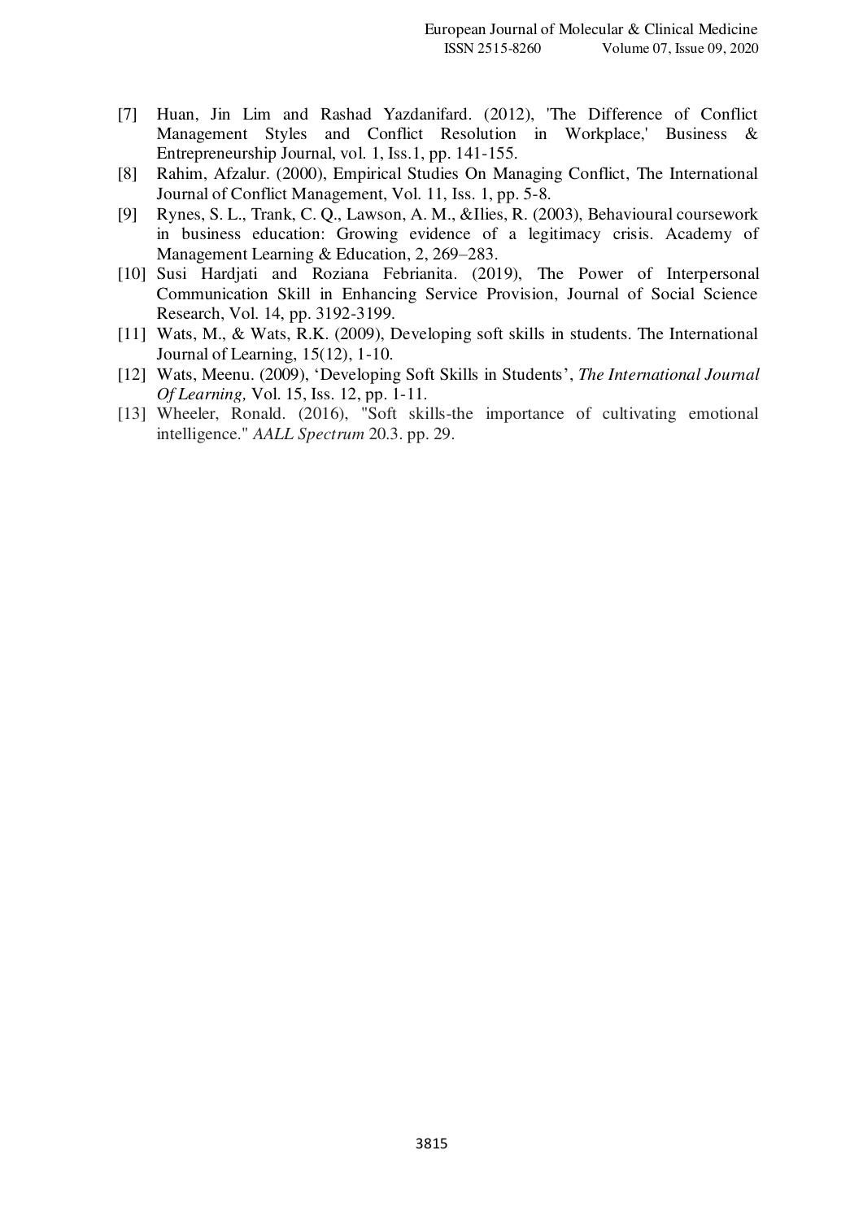[7] Huan, Jin Lim and Rashad Yazdanifard. (2012), 'The Difference of Conflict Management Styles and Conflict Resolution in Workplace,' Business & Entrepreneurship Journal, vol. 1, Iss.1, pp. 141-155.

[8] Rahim, Afzalur. (2000), Empirical Studies On Managing Conflict, The International Journal of Conflict Management, Vol. 11, Iss. 1, pp. 5-8.

[9] Rynes, S. L., Trank, C. Q., Lawson, A. M., &Ilies, R. (2003), Behavioural coursework in business education: Growing evidence of a legitimacy crisis. Academy of Management Learning & Education, 2, 269–283.

[10] Susi Hardjati and Roziana Febrianita. (2019), The Power of Interpersonal Communication Skill in Enhancing Service Provision, Journal of Social Science Research, Vol. 14, pp. 3192-3199.

[11] Wats, M., & Wats, R.K. (2009), Developing soft skills in students. The International Journal of Learning, 15(12), 1-10.

[12] Wats, Meenu. (2009), 'Developing Soft Skills in Students', *The International Journal Of Learning,* Vol. 15, Iss. 12, pp. 1-11.

[13] Wheeler, Ronald. (2016), "Soft skills-the importance of cultivating emotional intelligence." *AALL Spectrum* 20.3. pp. 29.